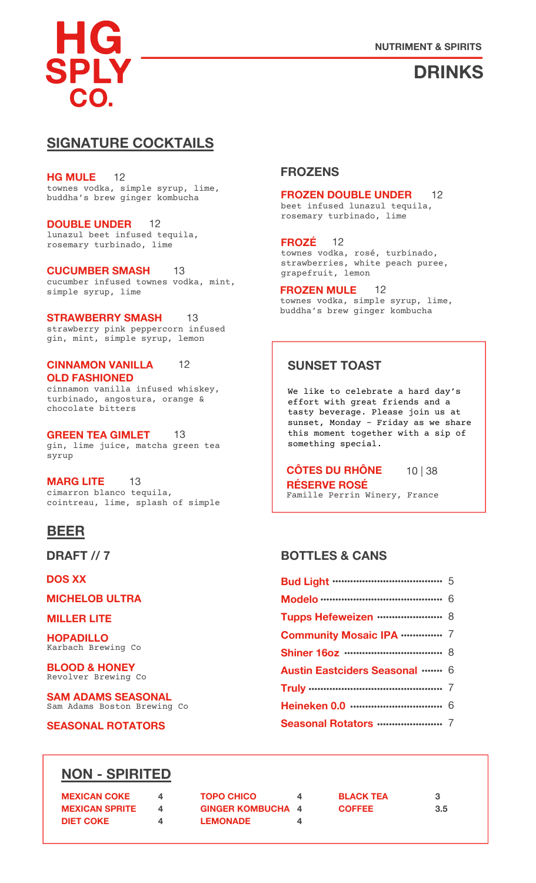# HG SPLY CO.

NUTRIMENT & SPIRITS

# DRINKS

## SIGNATURE COCKTAILS

**HG MULE** 12
townes vodka, simple syrup, lime, buddha's brew ginger kombucha

**DOUBLE UNDER** 12
lunazul beet infused tequila, rosemary turbinado, lime

**CUCUMBER SMASH** 13
cucumber infused townes vodka, mint, simple syrup, lime

**STRAWBERRY SMASH** 13
strawberry pink peppercorn infused gin, mint, simple syrup, lemon

**CINNAMON VANILLA OLD FASHIONED** 12
cinnamon vanilla infused whiskey, turbinado, angostura, orange & chocolate bitters

**GREEN TEA GIMLET** 13
gin, lime juice, matcha green tea syrup

**MARG LITE** 13
cimarron blanco tequila, cointreau, lime, splash of simple

### FROZENS

**FROZEN DOUBLE UNDER** 12
beet infused lunazul tequila, rosemary turbinado, lime

**FROZÉ** 12
townes vodka, rosé, turbinado, strawberries, white peach puree, grapefruit, lemon

**FROZEN MULE** 12
townes vodka, simple syrup, lime, buddha's brew ginger kombucha

### SUNSET TOAST

We like to celebrate a hard day's effort with great friends and a tasty beverage. Please join us at sunset, Monday - Friday as we share this moment together with a sip of something special.

**CÔTES DU RHÔNE RÉSERVE ROSÉ** 10 | 38
Famille Perrin Winery, France

## BEER

### DRAFT // 7

**DOS XX**

**MICHELOB ULTRA**

**MILLER LITE**

**HOPADILLO**
Karbach Brewing Co

**BLOOD & HONEY**
Revolver Brewing Co

**SAM ADAMS SEASONAL**
Sam Adams Boston Brewing Co

**SEASONAL ROTATORS**

### BOTTLES & CANS

| Item | Price |
|---|---|
| Bud Light | 5 |
| Modelo | 6 |
| Tupps Hefeweizen | 8 |
| Community Mosaic IPA | 7 |
| Shiner 16oz | 8 |
| Austin Eastciders Seasonal | 6 |
| Truly | 7 |
| Heineken 0.0 | 6 |
| Seasonal Rotators | 7 |

## NON - SPIRITED

| Item | Price | Item | Price | Item | Price |
|---|---|---|---|---|---|
| MEXICAN COKE | 4 | TOPO CHICO | 4 | BLACK TEA | 3 |
| MEXICAN SPRITE | 4 | GINGER KOMBUCHA | 4 | COFFEE | 3.5 |
| DIET COKE | 4 | LEMONADE | 4 | | |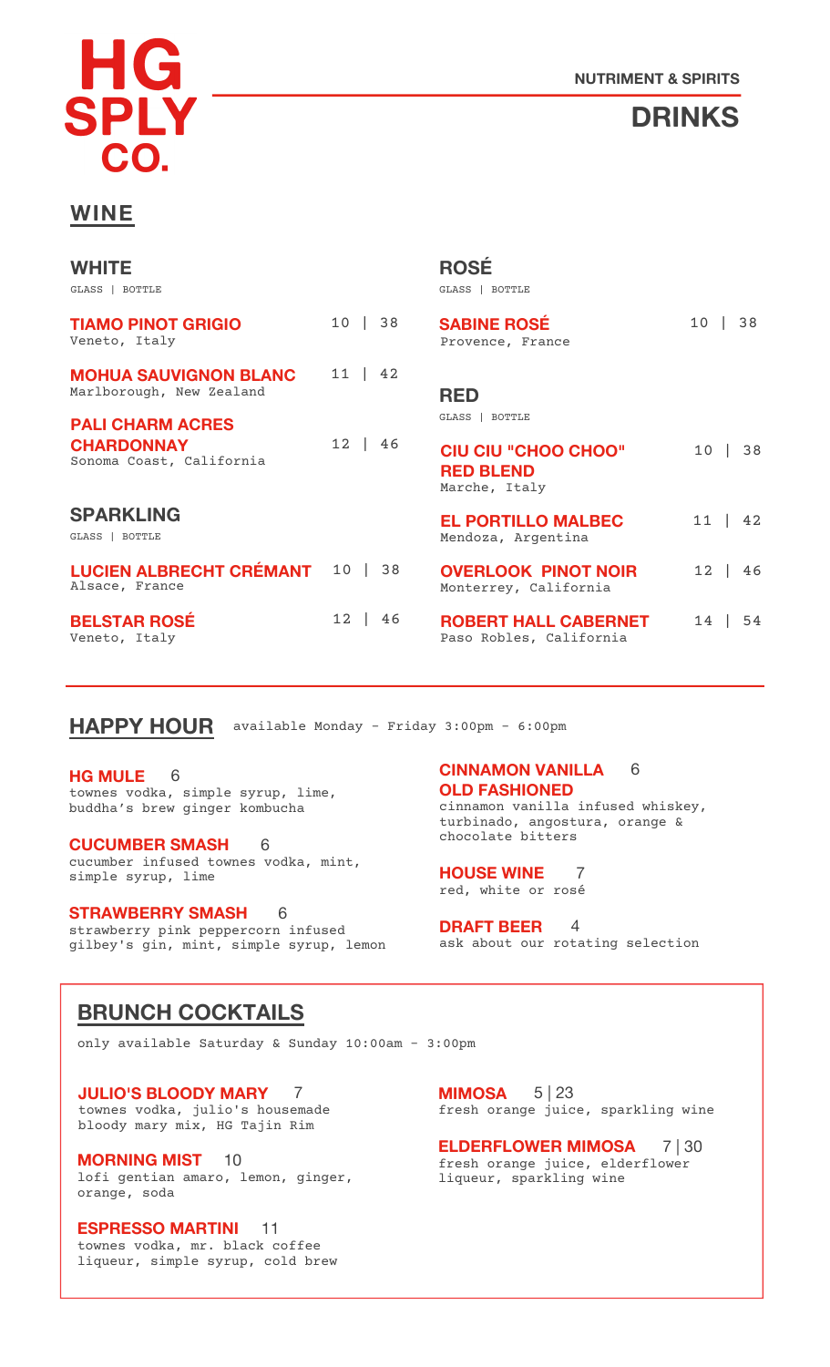# HG SPLY CO.

NUTRIMENT & SPIRITS

## DRINKS

## WINE

### WHITE

GLASS | BOTTLE

**TIAMO PINOT GRIGIO** 10 | 38
Veneto, Italy

**MOHUA SAUVIGNON BLANC** 11 | 42
Marlborough, New Zealand

**PALI CHARM ACRES CHARDONNAY** 12 | 46
Sonoma Coast, California

### SPARKLING

GLASS | BOTTLE

**LUCIEN ALBRECHT CRÉMANT** 10 | 38
Alsace, France

**BELSTAR ROSÉ** 12 | 46
Veneto, Italy

### ROSÉ

GLASS | BOTTLE

**SABINE ROSÉ** 10 | 38
Provence, France

### RED

GLASS | BOTTLE

**CIU CIU "CHOO CHOO" RED BLEND** 10 | 38
Marche, Italy

**EL PORTILLO MALBEC** 11 | 42
Mendoza, Argentina

**OVERLOOK PINOT NOIR** 12 | 46
Monterrey, California

**ROBERT HALL CABERNET** 14 | 54
Paso Robles, California

## HAPPY HOUR

available Monday - Friday 3:00pm - 6:00pm

**HG MULE** 6
townes vodka, simple syrup, lime, buddha's brew ginger kombucha

**CUCUMBER SMASH** 6
cucumber infused townes vodka, mint, simple syrup, lime

**STRAWBERRY SMASH** 6
strawberry pink peppercorn infused gilbey's gin, mint, simple syrup, lemon

**CINNAMON VANILLA OLD FASHIONED** 6
cinnamon vanilla infused whiskey, turbinado, angostura, orange & chocolate bitters

**HOUSE WINE** 7
red, white or rosé

**DRAFT BEER** 4
ask about our rotating selection

## BRUNCH COCKTAILS

only available Saturday & Sunday 10:00am - 3:00pm

**JULIO'S BLOODY MARY** 7
townes vodka, julio's housemade bloody mary mix, HG Tajin Rim

**MORNING MIST** 10
lofi gentian amaro, lemon, ginger, orange, soda

**ESPRESSO MARTINI** 11
townes vodka, mr. black coffee liqueur, simple syrup, cold brew

**MIMOSA** 5 | 23
fresh orange juice, sparkling wine

**ELDERFLOWER MIMOSA** 7 | 30
fresh orange juice, elderflower liqueur, sparkling wine